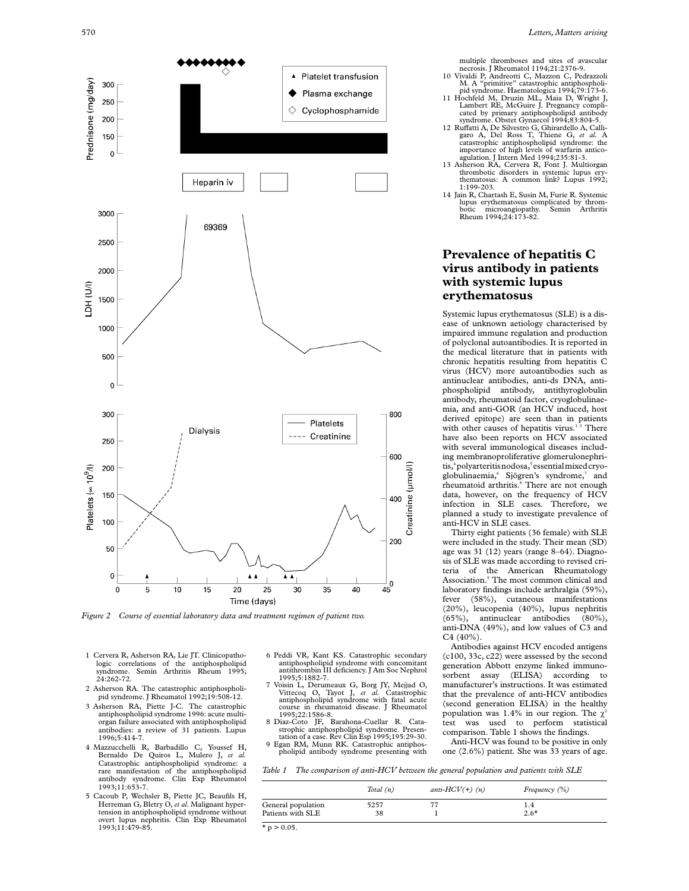Figure 2 Course of essential laboratory data and treatment regimen of patient two.

1 Cervera R, Asherson RA, Lie JT. Clinicopathologic correlations of the antiphospholipid syndrome. Semin Arthritis Rheum 1995; 24:262-72.
2 Asherson RA. The catastrophic antiphospholipid syndrome. J Rheumatol 1992;19:508-12.
3 Asherson RA, Piette J-C. The catastrophic antiphospholipid syndrome 1996: acute multi-organ failure associated with antiphospholipid antibodies: a review of 31 patients. Lupus 1996;5:414-7.
4 Mazzucchelli R, Barbadillo C, Youssef H, Bernaldo De Quiros L, Mulero J, *et al.* Catastrophic antiphospholipid syndrome: a rare manifestation of the antiphospholipid antibody syndrome. Clin Exp Rheumatol 1993;11:653-7.
5 Cacoub P, Wechsler B, Piette JC, Beaufils H, Herreman G, Bletry O, *et al.* Malignant hypertension in antiphospholipid syndrome without overt lupus nephritis. Clin Exp Rheumatol 1993;11:479-85.
6 Peddi VR, Kant KS. Catastrophic secondary antiphospholipid syndrome with concomitant antithrombin III deficiency. J Am Soc Nephrol 1995;5:1882-7.
7 Voisin L, Derumeaux G, Borg JY, Mejjad O, Vittecoq O, Tayot J, *et al.* Catastrophic antiphospholipid syndrome with fatal acute course in rheumatoid disease. J Rheumatol 1995;22:1586-8.
8 Diaz-Coto JF, Barahona-Cuellar R. Catastrophic antiphospholipid syndrome. Presentation of a case. Rev Clin Esp 1995;195:29-30.
9 Egan RM, Munn RK. Catastrophic antiphospholipid antibody syndrome presenting with multiple thromboses and sites of avascular necrosis. J Rheumatol 1194;21:2376-9.
10 Vivaldi P, Andreotti C, Mazzon C, Pedrazzoli M. A "primitive" catastrophic antiphospholipid syndrome. Haematologica 1994;79:173-6.
11 Hochfeld M, Druzin ML, Maia D, Wright J, Lambert RE, McGuire J. Pregnancy complicated by primary antiphospholipid antibody syndrome. Obstet Gynaecol 1994;83:804-5.
12 Ruffatti A, De Silvestro G, Ghirardello A, Calligaro A, Del Ross T, Thiene G, *et al.* A catastrophic antiphospholipid syndrome: the importance of high levels of warfarin anticoagulation. J Intern Med 1994;235:81-3.
13 Asherson RA, Cervera R, Font J. Multiorgan thrombotic disorders in systemic lupus erythematosus: A common link? Lupus 1992; 1:199-203.
14 Jain R, Chartash E, Susin M, Furie R. Systemic lupus erythematosus complicated by thrombotic microangiopathy. Semin Arthritis Rheum 1994;24:173-82.

## Prevalence of hepatitis C virus antibody in patients with systemic lupus erythematosus

Systemic lupus erythematosus (SLE) is a disease of unknown aetiology characterised by impaired immune regulation and production of polyclonal autoantibodies. It is reported in the medical literature that in patients with chronic hepatitis resulting from hepatitis C virus (HCV) more autoantibodies such as antinuclear antibodies, anti-ds DNA, antiphospholipid antibody, antithyroglobulin antibody, rheumatoid factor, cryoglobulinaemia, and anti-GOR (an HCV induced, host derived epitope) are seen than in patients with other causes of hepatitis virus.[1-3] There have also been reports on HCV associated with several immunological diseases including membranoproliferative glomerulonephritis,[4] polyarteritis nodosa,[5] essential mixed cryoglobulinaemia,[6] Sjögren's syndrome,[7] and rheumatoid arthritis.[8] There are not enough data, however, on the frequency of HCV infection in SLE cases. Therefore, we planned a study to investigate prevalence of anti-HCV in SLE cases.

Thirty eight patients (36 female) with SLE were included in the study. Their mean (SD) age was 31 (12) years (range 8–64). Diagnosis of SLE was made according to revised criteria of the American Rheumatology Association.[9] The most common clinical and laboratory findings include arthralgia (59%), fever (58%), cutaneous manifestations (20%), leucopenia (40%), lupus nephritis (65%), antinuclear antibodies (80%), anti-DNA (49%), and low values of C3 and C4 (40%).

Antibodies against HCV encoded antigens (c100, 33c, c22) were assessed by the second generation Abbott enzyme linked immunosorbent assay (ELISA) according to manufacturer's instructions. It was estimated that the prevalence of anti-HCV antibodies (second generation ELISA) in the healthy population was 1.4% in our region. The $\chi^2$ test was used to perform statistical comparison. Table 1 shows the findings.

Anti-HCV was found to be positive in only one (2.6%) patient. She was 33 years of age.

*Table 1 The comparison of anti-HCV between the general population and patients with SLE*

| | Total (n) | anti-HCV(+) (n) | Frequency (%) |
|---|---|---|---|
| General population | 5257 | 77 | 1.4 |
| Patients with SLE | 38 | 1 | 2.6* |

* $p > 0.05$.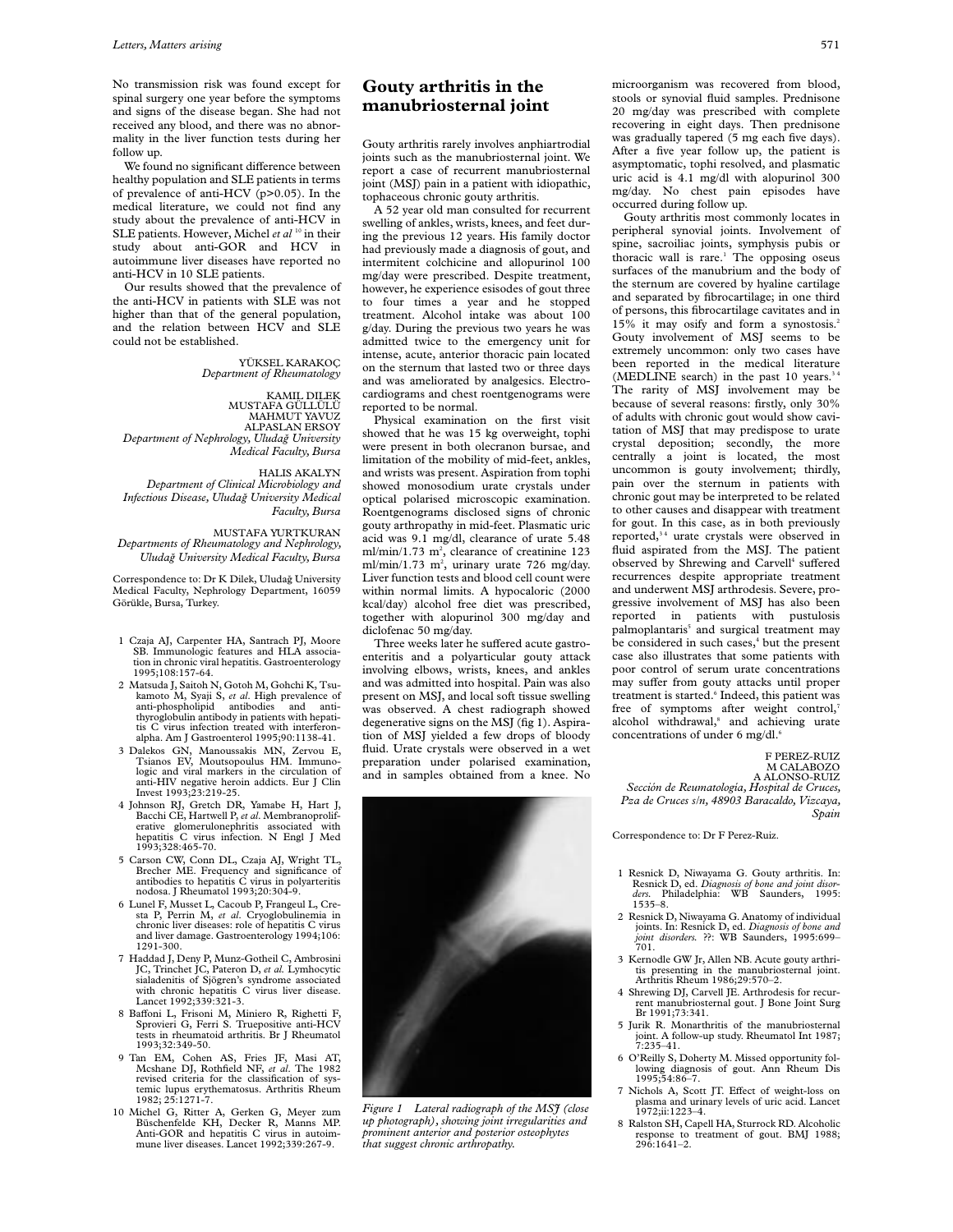No transmission risk was found except for spinal surgery one year before the symptoms and signs of the disease began. She had not received any blood, and there was no abnormality in the liver function tests during her follow up.

We found no significant difference between healthy population and SLE patients in terms of prevalence of anti-HCV (p>0.05). In the medical literature, we could not find any study about the prevalence of anti-HCV in SLE patients. However, Michel *et al* [10] in their study about anti-GOR and HCV in autoimmune liver diseases have reported no anti-HCV in 10 SLE patients.

Our results showed that the prevalence of the anti-HCV in patients with SLE was not higher than that of the general population, and the relation between HCV and SLE could not be established.

YÜKSEL KARAKOÇ
*Department of Rheumatology*

KAMIL DILEK
MUSTAFA GÜLLÜLÜ
MAHMUT YAVUZ
ALPASLAN ERSOY
*Department of Nephrology, Uludağ University Medical Faculty, Bursa*

HALIS AKALYN
*Department of Clinical Microbiology and Infectious Disease, Uludağ University Medical Faculty, Bursa*

MUSTAFA YURTKURAN
*Departments of Rheumatology and Nephrology, Uludağ University Medical Faculty, Bursa*

Correspondence to: Dr K Dilek, Uludağ University Medical Faculty, Nephrology Department, 16059 Görükle, Bursa, Turkey.

1 Czaja AJ, Carpenter HA, Santrach PJ, Moore SB. Immunologic features and HLA association in chronic viral hepatitis. Gastroenterology 1995;108:157-64.
2 Matsuda J, Saitoh N, Gotoh M, Gohchi K, Tsukamoto M, Syaji S, *et al*. High prevalence of anti-phospholipid antibodies and anti-thyroglobulin antibody in patients with hepatitis C virus infection treated with interferon-alpha. Am J Gastroenterol 1995;90:1138-41.
3 Dalekos GN, Manoussakis MN, Zervou E, Tsianos EV, Moutsopoulus HM. Immunologic and viral markers in the circulation of anti-HIV negative heroin addicts. Eur J Clin Invest 1993;23:219-25.
4 Johnson RJ, Gretch DR, Yamabe H, Hart J, Bacchi CE, Hartwell P, *et al*. Membranoproliferative glomerulonephritis associated with hepatitis C virus infection. N Engl J Med 1993;328:465-70.
5 Carson CW, Conn DL, Czaja AJ, Wright TL, Brecher ME. Frequency and significance of antibodies to hepatitis C virus in polyarteritis nodosa. J Rheumatol 1993;20:304-9.
6 Lunel F, Musset L, Cacoub P, Frangeul L, Cresta P, Perrin M, *et al*. Cryoglobulinemia in chronic liver diseases: role of hepatitis C virus and liver damage. Gastroenterology 1994;106:1291-300.
7 Haddad J, Deny P, Munz-Gotheil C, Ambrosini JC, Trinchet JC, Pateron D, *et al*. Lymhocytic sialadenitis of Sjögren's syndrome associated with chronic hepatitis C virus liver disease. Lancet 1992;339:321-3.
8 Baffoni L, Frisoni M, Miniero R, Righetti F, Sprovieri G, Ferri S. Truepositive anti-HCV tests in rheumatoid arthritis. Br J Rheumatol 1993;32:349-50.
9 Tan EM, Cohen AS, Fries JF, Masi AT, Mcshane DJ, Rothfield NF, *et al*. The 1982 revised criteria for the classification of systemic lupus erythematosus. Arthritis Rheum 1982; 25:1271-7.
10 Michel G, Ritter A, Gerken G, Meyer zum Büschenfelde KH, Decker R, Manns MP. Anti-GOR and hepatitis C virus in autoimmune liver diseases. Lancet 1992;339:267-9.

## Gouty arthritis in the manubriosternal joint

Gouty arthritis rarely involves anphiartrodial joints such as the manubriosternal joint. We report a case of recurrent manubriosternal joint (MSJ) pain in a patient with idiopathic, tophaceous chronic gouty arthritis.

A 52 year old man consulted for recurrent swelling of ankles, wrists, knees, and feet during the previous 12 years. His family doctor had previously made a diagnosis of gout, and intermitent colchicine and allopurinol 100 mg/day were prescribed. Despite treatment, however, he experience esisodes of gout three to four times a year and he stopped treatment. Alcohol intake was about 100 g/day. During the previous two years he was admitted twice to the emergency unit for intense, acute, anterior thoracic pain located on the sternum that lasted two or three days and was ameliorated by analgesics. Electrocardiograms and chest roentgenograms were reported to be normal.

Physical examination on the first visit showed that he was 15 kg overweight, tophi were present in both olecranon bursae, and limitation of the mobility of mid-feet, ankles, and wrists was present. Aspiration from tophi showed monosodium urate crystals under optical polarised microscopic examination. Roentgenograms disclosed signs of chronic gouty arthropathy in mid-feet. Plasmatic uric acid was 9.1 mg/dl, clearance of urate 5.48 ml/min/1.73 m$^2$, clearance of creatinine 123 ml/min/1.73 m$^2$, urinary urate 726 mg/day. Liver function tests and blood cell count were within normal limits. A hypocaloric (2000 kcal/day) alcohol free diet was prescribed, together with alopurinol 300 mg/day and diclofenac 50 mg/day.

Three weeks later he suffered acute gastroenteritis and a polyarticular gouty attack involving elbows, wrists, knees, and ankles and was admitted into hospital. Pain was also present on MSJ, and local soft tissue swelling was observed. A chest radiograph showed degenerative signs on the MSJ (fig 1). Aspiration of MSJ yielded a few drops of bloody fluid. Urate crystals were observed in a wet preparation under polarised examination, and in samples obtained from a knee. No microorganism was recovered from blood, stools or synovial fluid samples. Prednisone 20 mg/day was prescribed with complete recovering in eight days. Then prednisone was gradually tapered (5 mg each five days). After a five year follow up, the patient is asymptomatic, tophi resolved, and plasmatic uric acid is 4.1 mg/dl with alopurinol 300 mg/day. No chest pain episodes have occurred during follow up.

*Figure 1 Lateral radiograph of the MSJ (close up photograph), showing joint irregularities and prominent anterior and posterior osteophytes that suggest chronic arthropathy.*

Gouty arthritis most commonly locates in peripheral synovial joints. Involvement of spine, sacroiliac joints, symphysis pubis or thoracic wall is rare.[1] The opposing oseus surfaces of the manubrium and the body of the sternum are covered by hyaline cartilage and separated by fibrocartilage; in one third of persons, this fibrocartilage cavitates and in 15% it may osify and form a synostosis.[2] Gouty involvement of MSJ seems to be extremely uncommon: only two cases have been reported in the medical literature (MEDLINE search) in the past 10 years.[3 4] The rarity of MSJ involvement may be because of several reasons: firstly, only 30% of adults with chronic gout would show cavitation of MSJ that may predispose to urate crystal deposition; secondly, the more centrally a joint is located, the most uncommon is gouty involvement; thirdly, pain over the sternum in patients with chronic gout may be interpreted to be related to other causes and disappear with treatment for gout. In this case, as in both previously reported,[3 4] urate crystals were observed in fluid aspirated from the MSJ. The patient observed by Shrewing and Carvell[4] suffered recurrences despite appropriate treatment and underwent MSJ arthrodesis. Severe, progressive involvement of MSJ has also been reported in patients with pustulosis palmoplantaris[5] and surgical treatment may be considered in such cases,[4] but the present case also illustrates that some patients with poor control of serum urate concentrations may suffer from gouty attacks until proper treatment is started.[6] Indeed, this patient was free of symptoms after weight control,[7] alcohol withdrawal,[8] and achieving urate concentrations of under 6 mg/dl.[6]

F PEREZ-RUIZ
M CALABOZO
A ALONSO-RUIZ
*Sección de Reumatología, Hospital de Cruces, Pza de Cruces s/n, 48903 Baracaldo, Vizcaya, Spain*

Correspondence to: Dr F Perez-Ruiz.

1 Resnick D, Niwayama G. Gouty arthritis. In: Resnick D, ed. *Diagnosis of bone and joint disorders.* Philadelphia: WB Saunders, 1995: 1535–8.
2 Resnick D, Niwayama G. Anatomy of individual joints. In: Resnick D, ed. *Diagnosis of bone and joint disorders.* ??: WB Saunders, 1995:699–701.
3 Kernodle GW Jr, Allen NB. Acute gouty arthritis presenting in the manubriosternal joint. Arthritis Rheum 1986;29:570–2.
4 Shrewing DJ, Carvell JE. Arthrodesis for recurrent manubriosternal gout. J Bone Joint Surg Br 1991;73:341.
5 Jurik R. Monarthritis of the manubriosternal joint. A follow-up study. Rheumatol Int 1987; 7:235–41.
6 O'Reilly S, Doherty M. Missed opportunity following diagnosis of gout. Ann Rheum Dis 1995;54:86–7.
7 Nichols A, Scott JT. Effect of weight-loss on plasma and urinary levels of uric acid. Lancet 1972;ii:1223–4.
8 Ralston SH, Capell HA, Sturrock RD. Alcoholic response to treatment of gout. BMJ 1988; 296:1641–2.